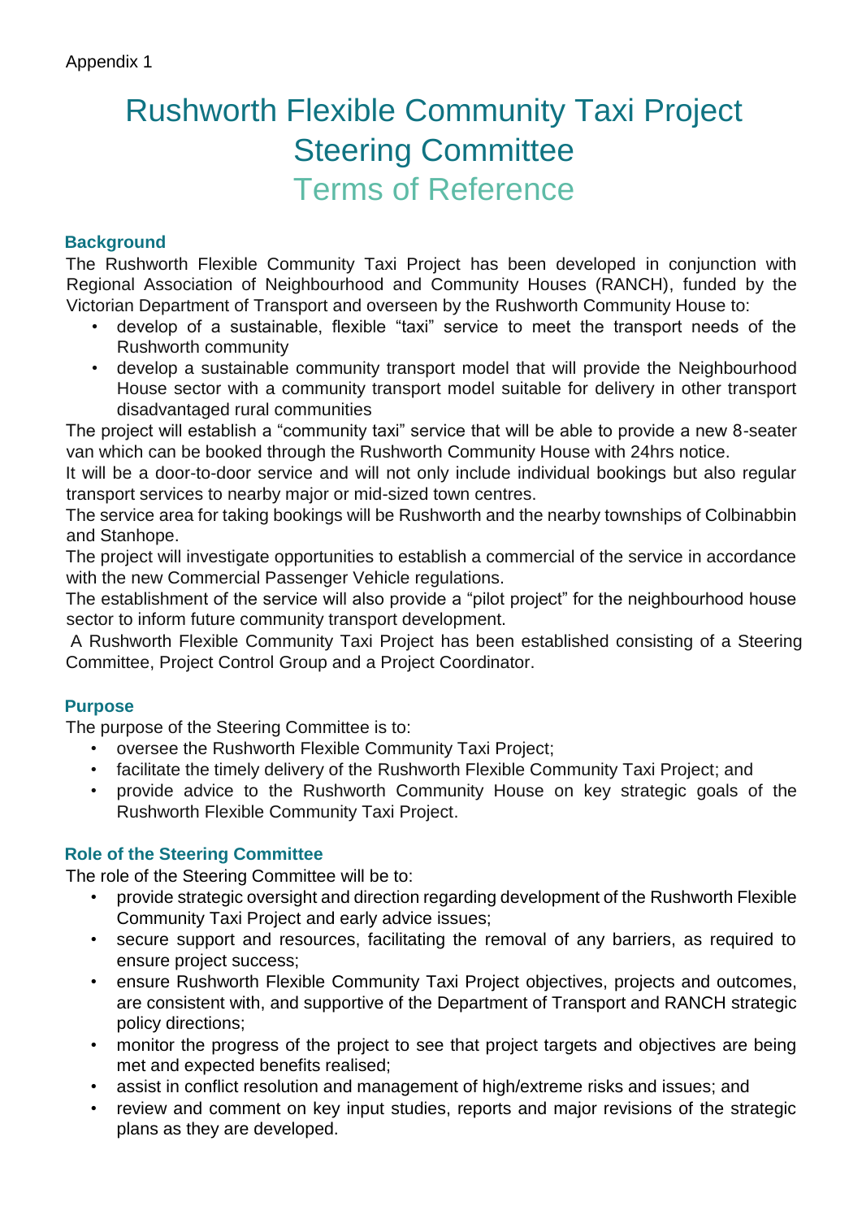Appendix 1

# Rushworth Flexible Community Taxi Project Steering Committee

## Terms of Reference

### Background

The Rushworth Flexible Community Taxi Project has been developed in conjunction with Regional Association of Neighbourhood and Community Houses (RANCH), funded by the Victorian Department of Transport and overseen by the Rushworth Community House to:

- develop of a sustainable, flexible "taxi" service to meet the transport needs of the Rushworth community
- develop a sustainable community transport model that will provide the Neighbourhood House sector with a community transport model suitable for delivery in other transport disadvantaged rural communities

The project will establish a "community taxi" service that will be able to provide a new 8-seater van which can be booked through the Rushworth Community House with 24hrs notice.

It will be a door-to-door service and will not only include individual bookings but also regular transport services to nearby major or mid-sized town centres.

The service area for taking bookings will be Rushworth and the nearby townships of Colbinabbin and Stanhope.

The project will investigate opportunities to establish a commercial of the service in accordance with the new Commercial Passenger Vehicle regulations.

The establishment of the service will also provide a "pilot project" for the neighbourhood house sector to inform future community transport development.

A Rushworth Flexible Community Taxi Project has been established consisting of a Steering Committee, Project Control Group and a Project Coordinator.

### Purpose

The purpose of the Steering Committee is to:

- oversee the Rushworth Flexible Community Taxi Project;
- facilitate the timely delivery of the Rushworth Flexible Community Taxi Project; and
- provide advice to the Rushworth Community House on key strategic goals of the Rushworth Flexible Community Taxi Project.

### Role of the Steering Committee

The role of the Steering Committee will be to:

- provide strategic oversight and direction regarding development of the Rushworth Flexible Community Taxi Project and early advice issues;
- secure support and resources, facilitating the removal of any barriers, as required to ensure project success;
- ensure Rushworth Flexible Community Taxi Project objectives, projects and outcomes, are consistent with, and supportive of the Department of Transport and RANCH strategic policy directions;
- monitor the progress of the project to see that project targets and objectives are being met and expected benefits realised;
- assist in conflict resolution and management of high/extreme risks and issues; and
- review and comment on key input studies, reports and major revisions of the strategic plans as they are developed.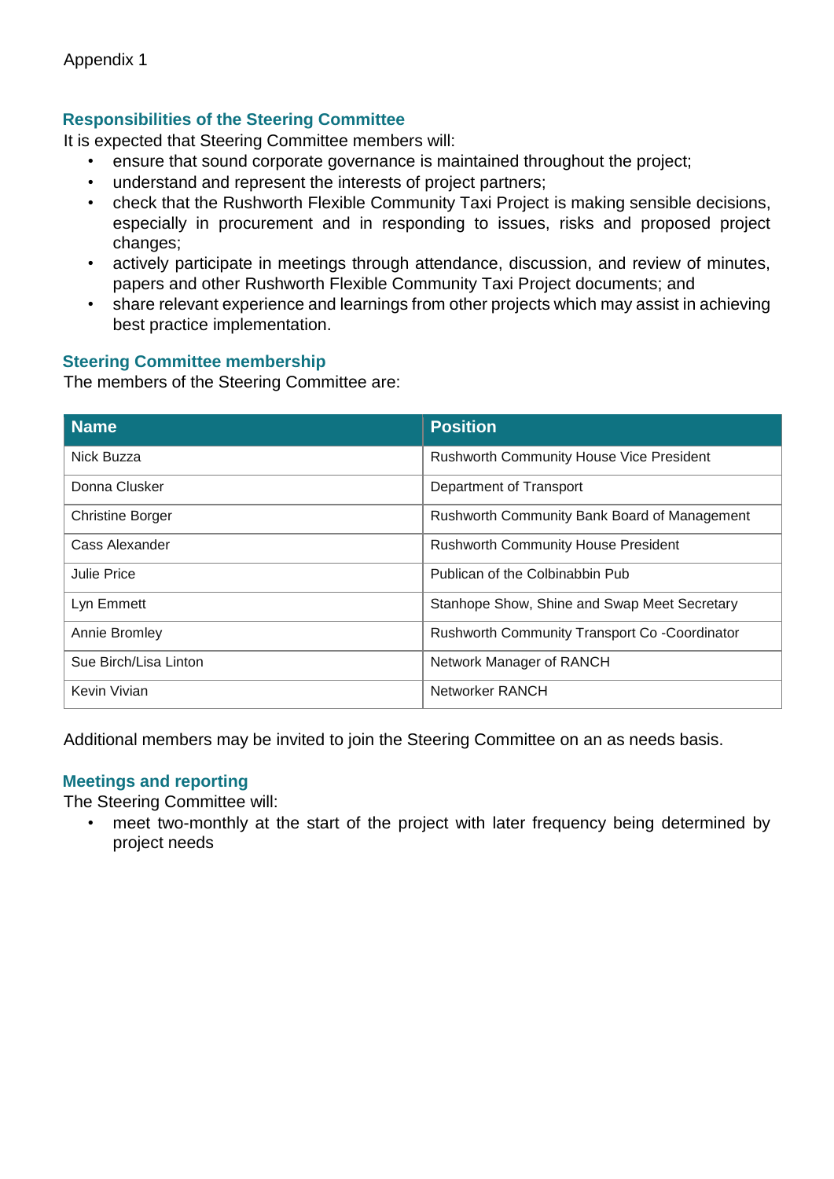Appendix 1

## Responsibilities of the Steering Committee

It is expected that Steering Committee members will:

- ensure that sound corporate governance is maintained throughout the project;
- understand and represent the interests of project partners;
- check that the Rushworth Flexible Community Taxi Project is making sensible decisions, especially in procurement and in responding to issues, risks and proposed project changes;
- actively participate in meetings through attendance, discussion, and review of minutes, papers and other Rushworth Flexible Community Taxi Project documents; and
- share relevant experience and learnings from other projects which may assist in achieving best practice implementation.

## Steering Committee membership

The members of the Steering Committee are:

| Name | Position |
|---|---|
| Nick Buzza | Rushworth Community House Vice President |
| Donna Clusker | Department of Transport |
| Christine Borger | Rushworth Community Bank Board of Management |
| Cass Alexander | Rushworth Community House President |
| Julie Price | Publican of the Colbinabbin Pub |
| Lyn Emmett | Stanhope Show, Shine and Swap Meet Secretary |
| Annie Bromley | Rushworth Community Transport Co -Coordinator |
| Sue Birch/Lisa Linton | Network Manager of RANCH |
| Kevin Vivian | Networker RANCH |

Additional members may be invited to join the Steering Committee on an as needs basis.

## Meetings and reporting

The Steering Committee will:

- meet two-monthly at the start of the project with later frequency being determined by project needs